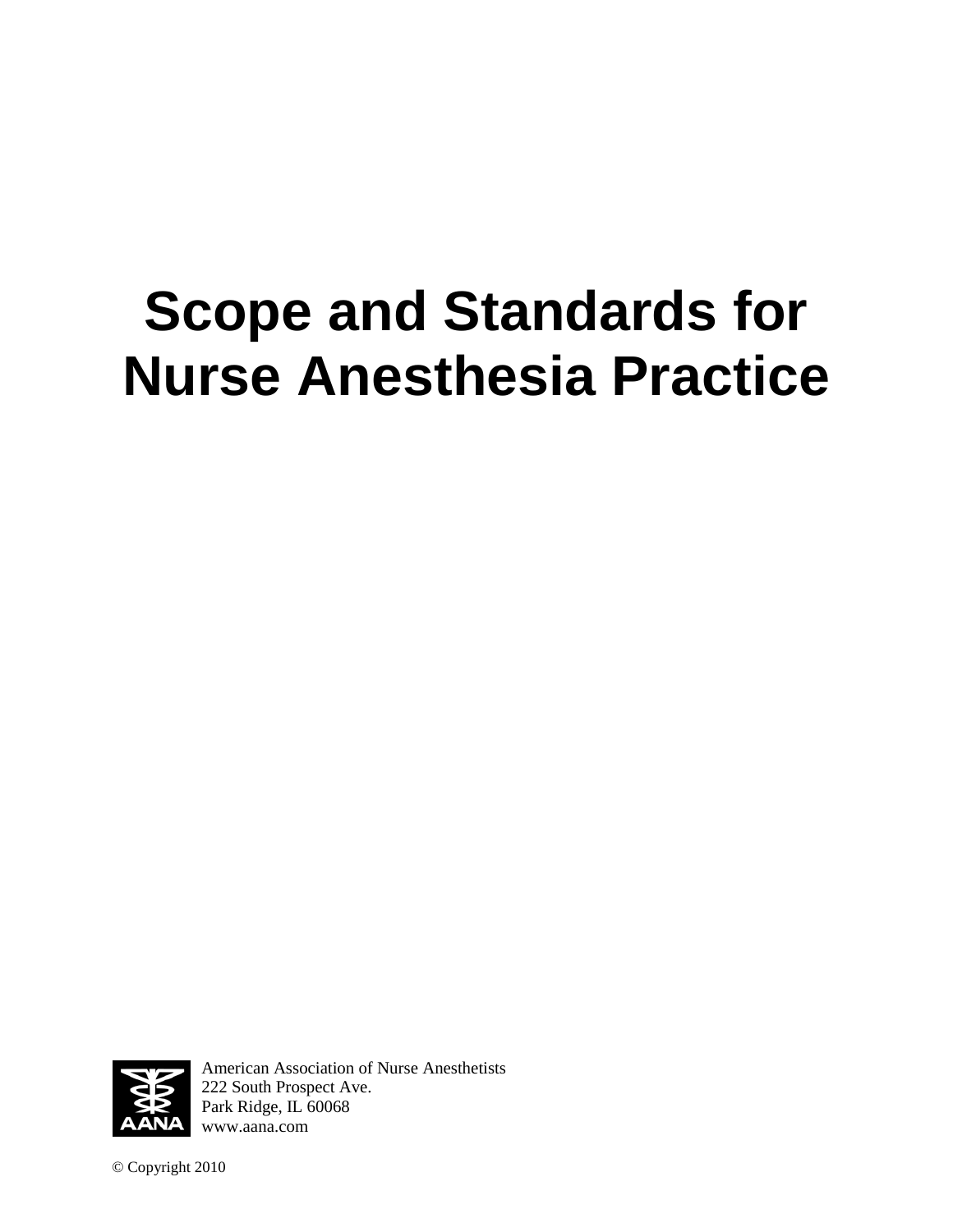# Scope and Standards for Nurse Anesthesia Practice

American Association of Nurse Anesthetists
222 South Prospect Ave.
Park Ridge, IL 60068
www.aana.com

© Copyright 2010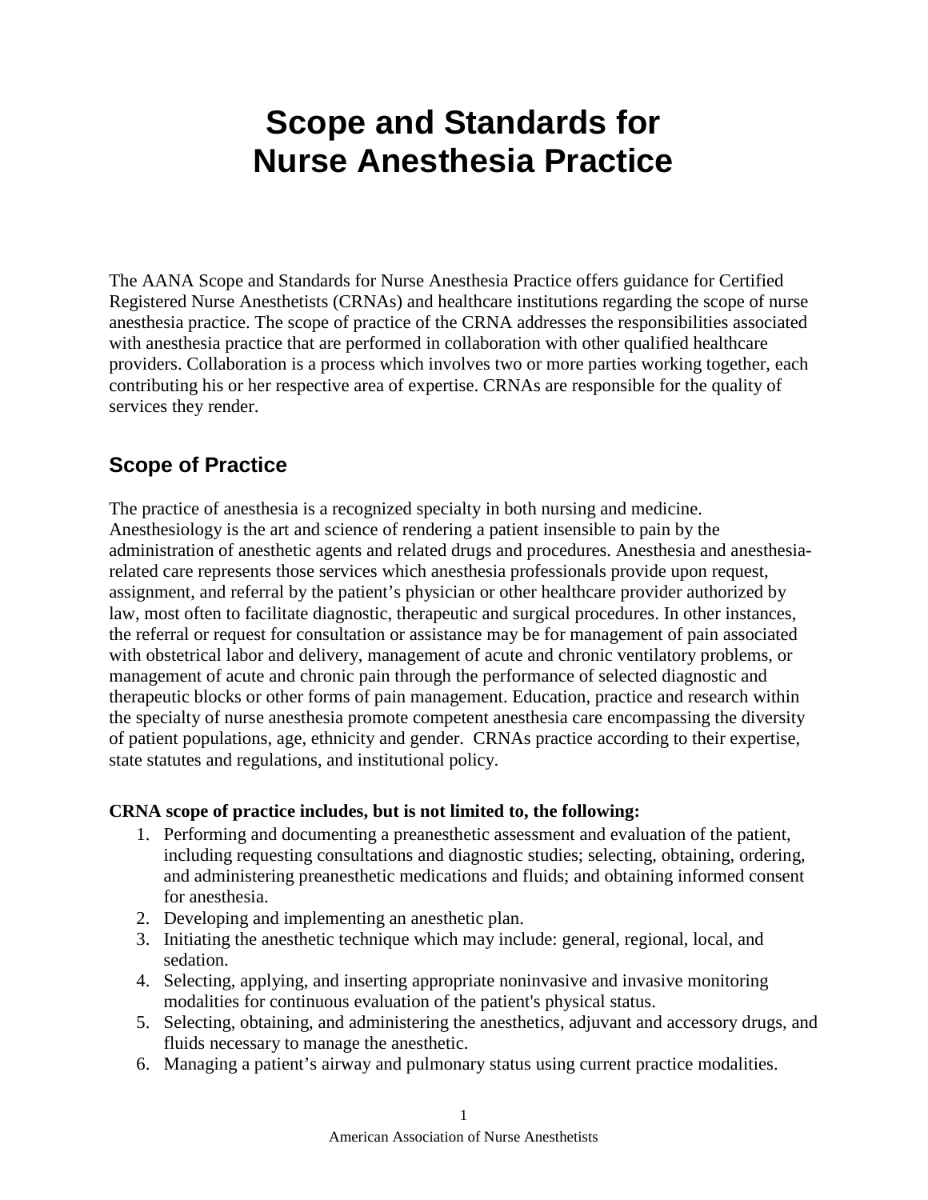# Scope and Standards for Nurse Anesthesia Practice

The AANA Scope and Standards for Nurse Anesthesia Practice offers guidance for Certified Registered Nurse Anesthetists (CRNAs) and healthcare institutions regarding the scope of nurse anesthesia practice. The scope of practice of the CRNA addresses the responsibilities associated with anesthesia practice that are performed in collaboration with other qualified healthcare providers. Collaboration is a process which involves two or more parties working together, each contributing his or her respective area of expertise. CRNAs are responsible for the quality of services they render.

## Scope of Practice

The practice of anesthesia is a recognized specialty in both nursing and medicine. Anesthesiology is the art and science of rendering a patient insensible to pain by the administration of anesthetic agents and related drugs and procedures. Anesthesia and anesthesia-related care represents those services which anesthesia professionals provide upon request, assignment, and referral by the patient's physician or other healthcare provider authorized by law, most often to facilitate diagnostic, therapeutic and surgical procedures. In other instances, the referral or request for consultation or assistance may be for management of pain associated with obstetrical labor and delivery, management of acute and chronic ventilatory problems, or management of acute and chronic pain through the performance of selected diagnostic and therapeutic blocks or other forms of pain management. Education, practice and research within the specialty of nurse anesthesia promote competent anesthesia care encompassing the diversity of patient populations, age, ethnicity and gender. CRNAs practice according to their expertise, state statutes and regulations, and institutional policy.

**CRNA scope of practice includes, but is not limited to, the following:**

1. Performing and documenting a preanesthetic assessment and evaluation of the patient, including requesting consultations and diagnostic studies; selecting, obtaining, ordering, and administering preanesthetic medications and fluids; and obtaining informed consent for anesthesia.
2. Developing and implementing an anesthetic plan.
3. Initiating the anesthetic technique which may include: general, regional, local, and sedation.
4. Selecting, applying, and inserting appropriate noninvasive and invasive monitoring modalities for continuous evaluation of the patient's physical status.
5. Selecting, obtaining, and administering the anesthetics, adjuvant and accessory drugs, and fluids necessary to manage the anesthetic.
6. Managing a patient's airway and pulmonary status using current practice modalities.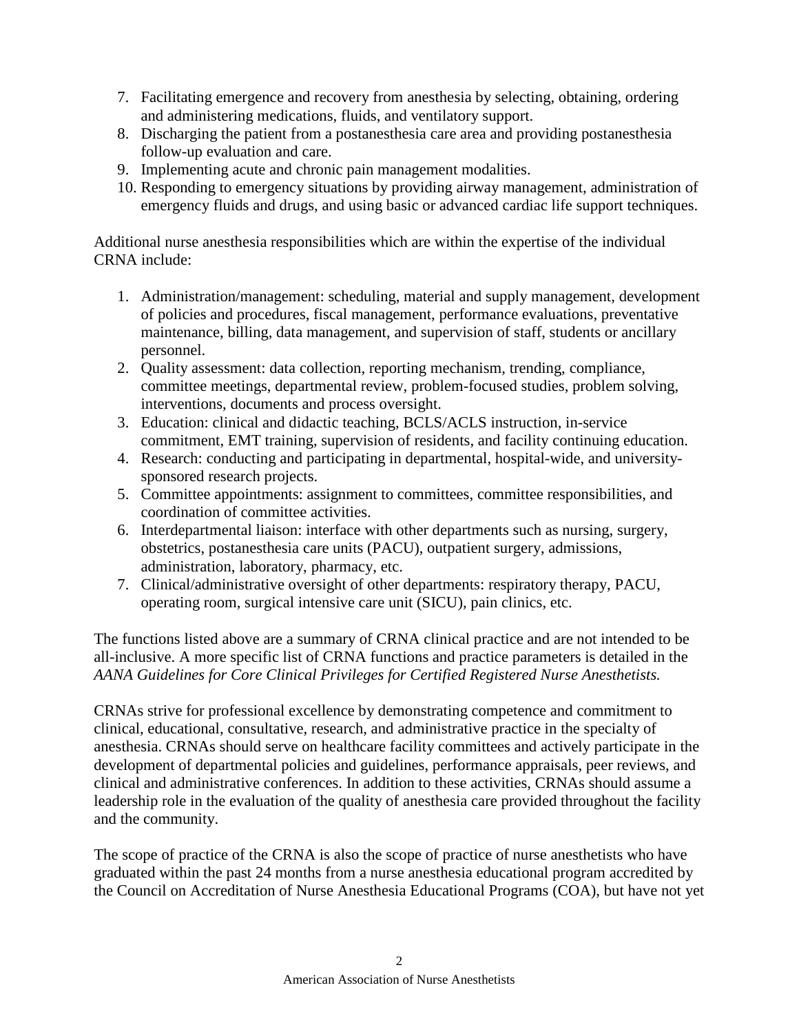7. Facilitating emergence and recovery from anesthesia by selecting, obtaining, ordering and administering medications, fluids, and ventilatory support.
8. Discharging the patient from a postanesthesia care area and providing postanesthesia follow-up evaluation and care.
9. Implementing acute and chronic pain management modalities.
10. Responding to emergency situations by providing airway management, administration of emergency fluids and drugs, and using basic or advanced cardiac life support techniques.

Additional nurse anesthesia responsibilities which are within the expertise of the individual CRNA include:

1. Administration/management: scheduling, material and supply management, development of policies and procedures, fiscal management, performance evaluations, preventative maintenance, billing, data management, and supervision of staff, students or ancillary personnel.
2. Quality assessment: data collection, reporting mechanism, trending, compliance, committee meetings, departmental review, problem-focused studies, problem solving, interventions, documents and process oversight.
3. Education: clinical and didactic teaching, BCLS/ACLS instruction, in-service commitment, EMT training, supervision of residents, and facility continuing education.
4. Research: conducting and participating in departmental, hospital-wide, and university-sponsored research projects.
5. Committee appointments: assignment to committees, committee responsibilities, and coordination of committee activities.
6. Interdepartmental liaison: interface with other departments such as nursing, surgery, obstetrics, postanesthesia care units (PACU), outpatient surgery, admissions, administration, laboratory, pharmacy, etc.
7. Clinical/administrative oversight of other departments: respiratory therapy, PACU, operating room, surgical intensive care unit (SICU), pain clinics, etc.

The functions listed above are a summary of CRNA clinical practice and are not intended to be all-inclusive. A more specific list of CRNA functions and practice parameters is detailed in the *AANA Guidelines for Core Clinical Privileges for Certified Registered Nurse Anesthetists.*

CRNAs strive for professional excellence by demonstrating competence and commitment to clinical, educational, consultative, research, and administrative practice in the specialty of anesthesia. CRNAs should serve on healthcare facility committees and actively participate in the development of departmental policies and guidelines, performance appraisals, peer reviews, and clinical and administrative conferences. In addition to these activities, CRNAs should assume a leadership role in the evaluation of the quality of anesthesia care provided throughout the facility and the community.

The scope of practice of the CRNA is also the scope of practice of nurse anesthetists who have graduated within the past 24 months from a nurse anesthesia educational program accredited by the Council on Accreditation of Nurse Anesthesia Educational Programs (COA), but have not yet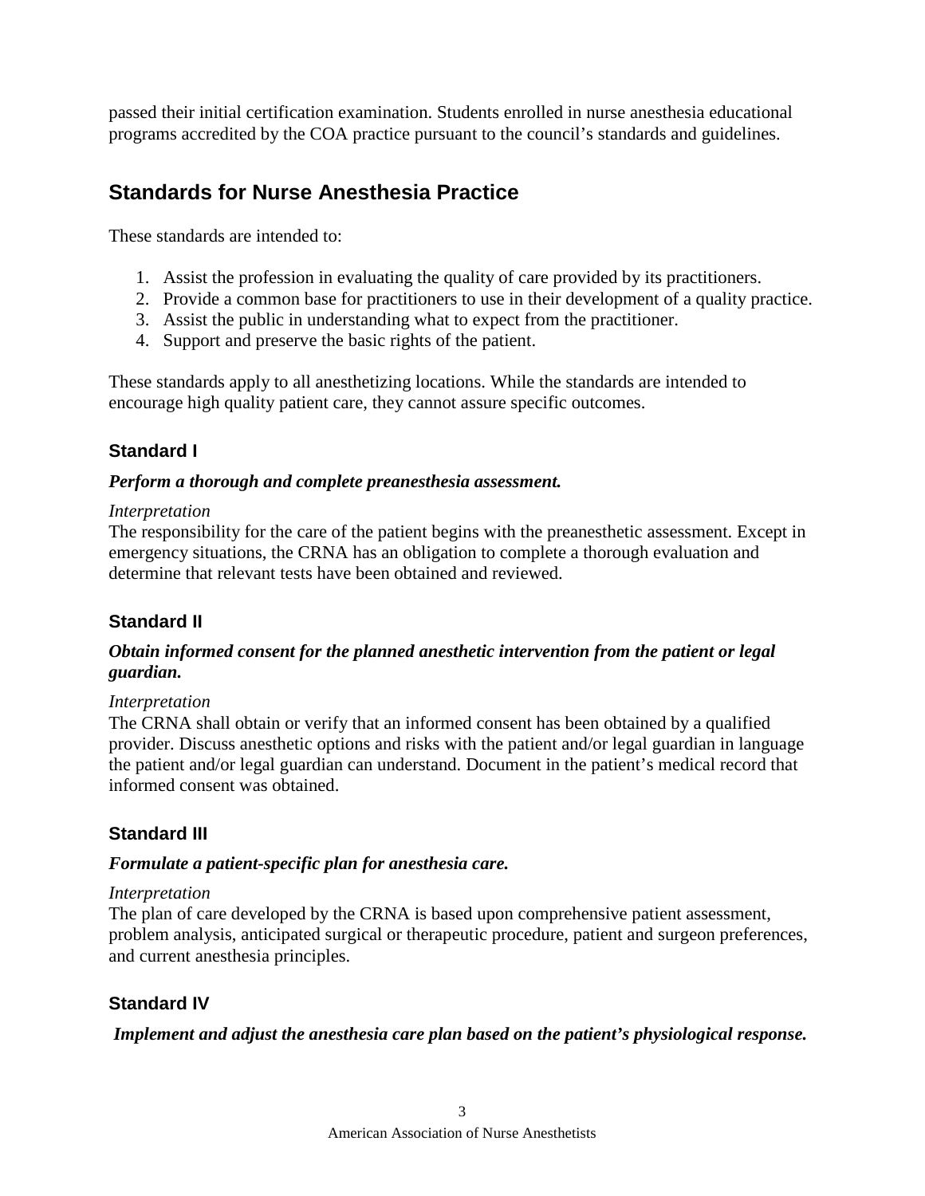passed their initial certification examination. Students enrolled in nurse anesthesia educational programs accredited by the COA practice pursuant to the council's standards and guidelines.

## Standards for Nurse Anesthesia Practice

These standards are intended to:

1. Assist the profession in evaluating the quality of care provided by its practitioners.
2. Provide a common base for practitioners to use in their development of a quality practice.
3. Assist the public in understanding what to expect from the practitioner.
4. Support and preserve the basic rights of the patient.

These standards apply to all anesthetizing locations. While the standards are intended to encourage high quality patient care, they cannot assure specific outcomes.

### Standard I

***Perform a thorough and complete preanesthesia assessment.***

*Interpretation*
The responsibility for the care of the patient begins with the preanesthetic assessment. Except in emergency situations, the CRNA has an obligation to complete a thorough evaluation and determine that relevant tests have been obtained and reviewed.

### Standard II

***Obtain informed consent for the planned anesthetic intervention from the patient or legal guardian.***

*Interpretation*
The CRNA shall obtain or verify that an informed consent has been obtained by a qualified provider. Discuss anesthetic options and risks with the patient and/or legal guardian in language the patient and/or legal guardian can understand. Document in the patient's medical record that informed consent was obtained.

### Standard III

***Formulate a patient-specific plan for anesthesia care.***

*Interpretation*
The plan of care developed by the CRNA is based upon comprehensive patient assessment, problem analysis, anticipated surgical or therapeutic procedure, patient and surgeon preferences, and current anesthesia principles.

### Standard IV

***Implement and adjust the anesthesia care plan based on the patient's physiological response.***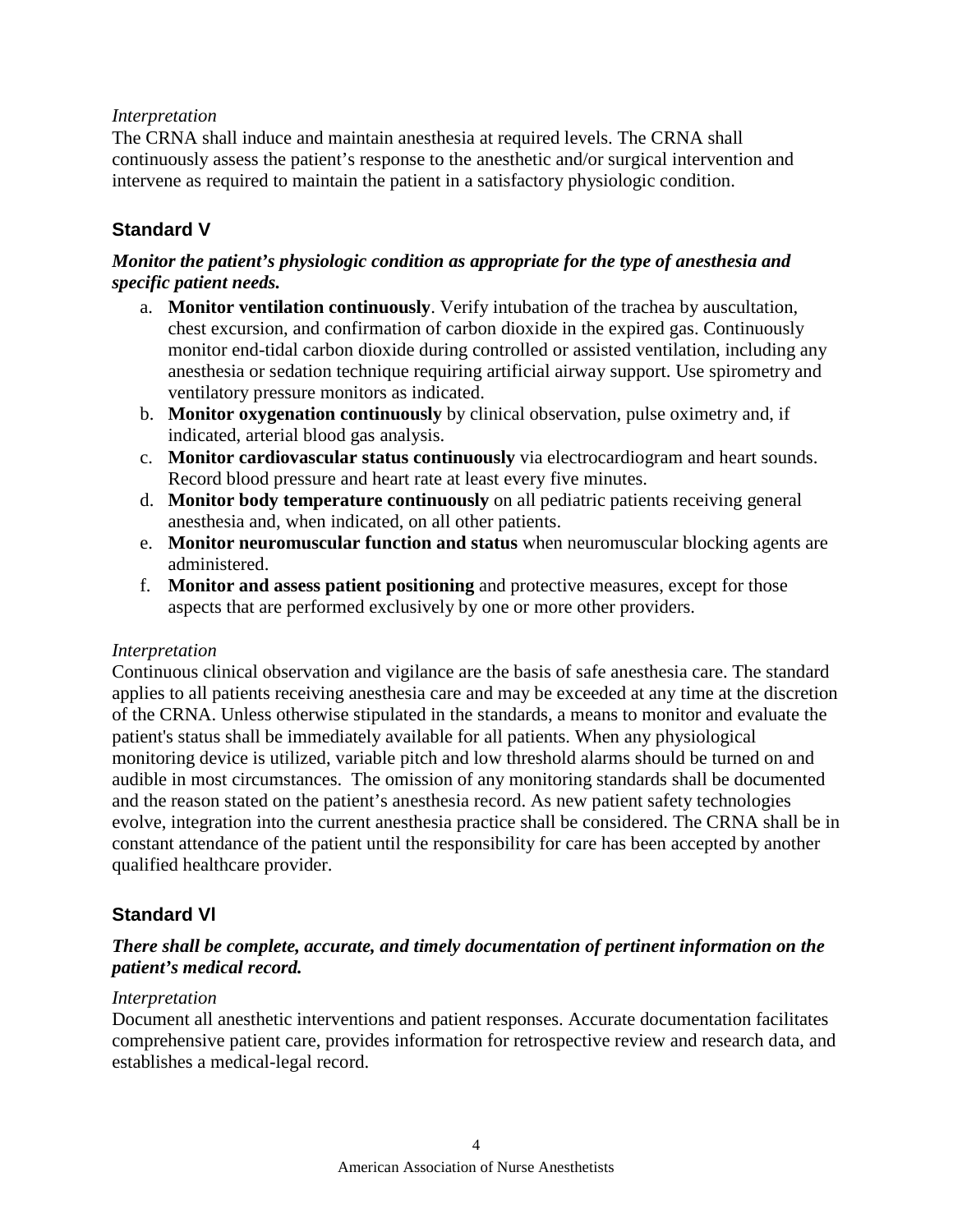*Interpretation*

The CRNA shall induce and maintain anesthesia at required levels. The CRNA shall continuously assess the patient's response to the anesthetic and/or surgical intervention and intervene as required to maintain the patient in a satisfactory physiologic condition.

## Standard V

***Monitor the patient's physiologic condition as appropriate for the type of anesthesia and specific patient needs.***

a. **Monitor ventilation continuously**. Verify intubation of the trachea by auscultation, chest excursion, and confirmation of carbon dioxide in the expired gas. Continuously monitor end-tidal carbon dioxide during controlled or assisted ventilation, including any anesthesia or sedation technique requiring artificial airway support. Use spirometry and ventilatory pressure monitors as indicated.
b. **Monitor oxygenation continuously** by clinical observation, pulse oximetry and, if indicated, arterial blood gas analysis.
c. **Monitor cardiovascular status continuously** via electrocardiogram and heart sounds. Record blood pressure and heart rate at least every five minutes.
d. **Monitor body temperature continuously** on all pediatric patients receiving general anesthesia and, when indicated, on all other patients.
e. **Monitor neuromuscular function and status** when neuromuscular blocking agents are administered.
f. **Monitor and assess patient positioning** and protective measures, except for those aspects that are performed exclusively by one or more other providers.

*Interpretation*

Continuous clinical observation and vigilance are the basis of safe anesthesia care. The standard applies to all patients receiving anesthesia care and may be exceeded at any time at the discretion of the CRNA. Unless otherwise stipulated in the standards, a means to monitor and evaluate the patient's status shall be immediately available for all patients. When any physiological monitoring device is utilized, variable pitch and low threshold alarms should be turned on and audible in most circumstances. The omission of any monitoring standards shall be documented and the reason stated on the patient's anesthesia record. As new patient safety technologies evolve, integration into the current anesthesia practice shall be considered. The CRNA shall be in constant attendance of the patient until the responsibility for care has been accepted by another qualified healthcare provider.

## Standard Vl

***There shall be complete, accurate, and timely documentation of pertinent information on the patient's medical record.***

*Interpretation*

Document all anesthetic interventions and patient responses. Accurate documentation facilitates comprehensive patient care, provides information for retrospective review and research data, and establishes a medical-legal record.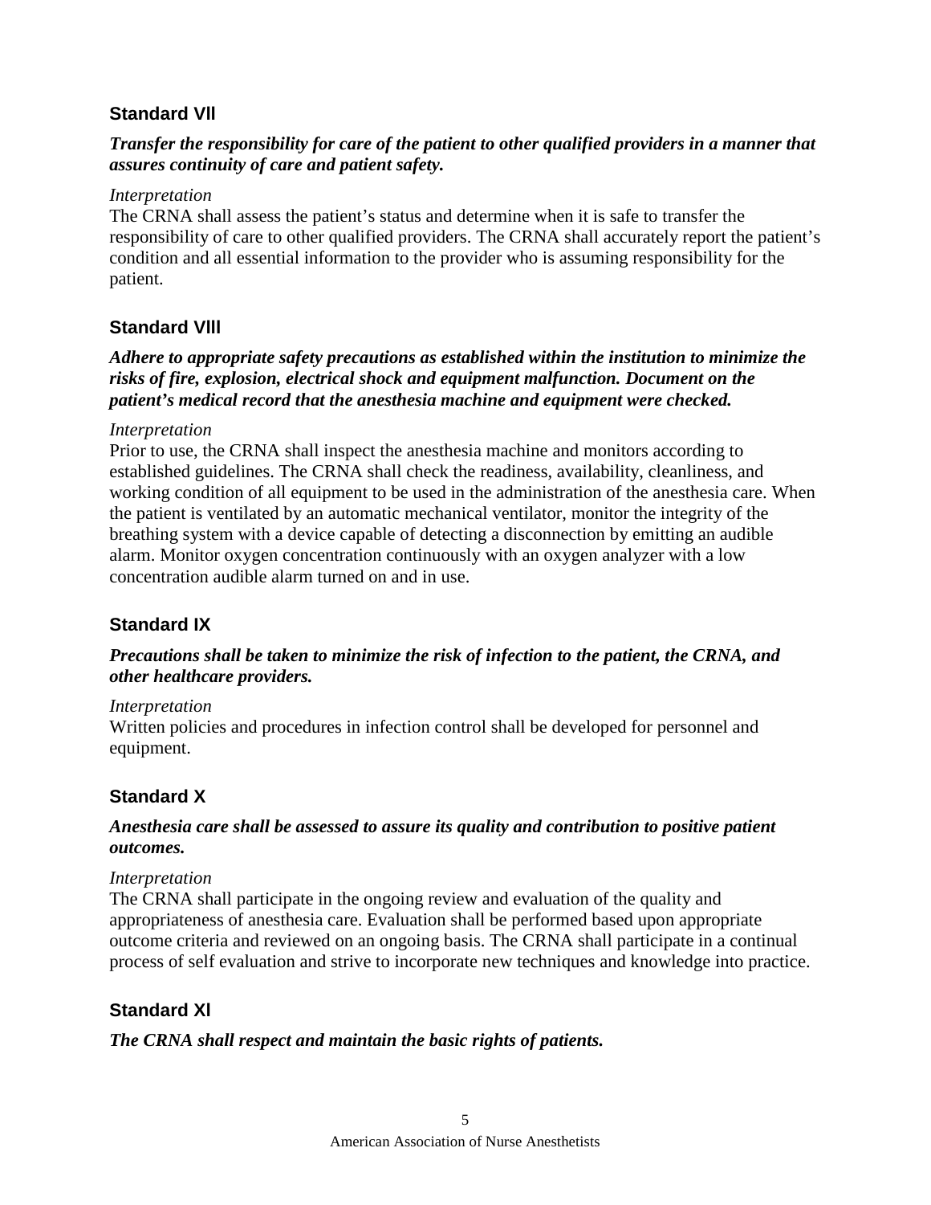### Standard VII

***Transfer the responsibility for care of the patient to other qualified providers in a manner that assures continuity of care and patient safety.***

*Interpretation*

The CRNA shall assess the patient's status and determine when it is safe to transfer the responsibility of care to other qualified providers. The CRNA shall accurately report the patient's condition and all essential information to the provider who is assuming responsibility for the patient.

### Standard VIII

***Adhere to appropriate safety precautions as established within the institution to minimize the risks of fire, explosion, electrical shock and equipment malfunction. Document on the patient's medical record that the anesthesia machine and equipment were checked.***

*Interpretation*

Prior to use, the CRNA shall inspect the anesthesia machine and monitors according to established guidelines. The CRNA shall check the readiness, availability, cleanliness, and working condition of all equipment to be used in the administration of the anesthesia care. When the patient is ventilated by an automatic mechanical ventilator, monitor the integrity of the breathing system with a device capable of detecting a disconnection by emitting an audible alarm. Monitor oxygen concentration continuously with an oxygen analyzer with a low concentration audible alarm turned on and in use.

### Standard IX

***Precautions shall be taken to minimize the risk of infection to the patient, the CRNA, and other healthcare providers.***

*Interpretation*

Written policies and procedures in infection control shall be developed for personnel and equipment.

### Standard X

***Anesthesia care shall be assessed to assure its quality and contribution to positive patient outcomes.***

*Interpretation*

The CRNA shall participate in the ongoing review and evaluation of the quality and appropriateness of anesthesia care. Evaluation shall be performed based upon appropriate outcome criteria and reviewed on an ongoing basis. The CRNA shall participate in a continual process of self evaluation and strive to incorporate new techniques and knowledge into practice.

### Standard XI

***The CRNA shall respect and maintain the basic rights of patients.***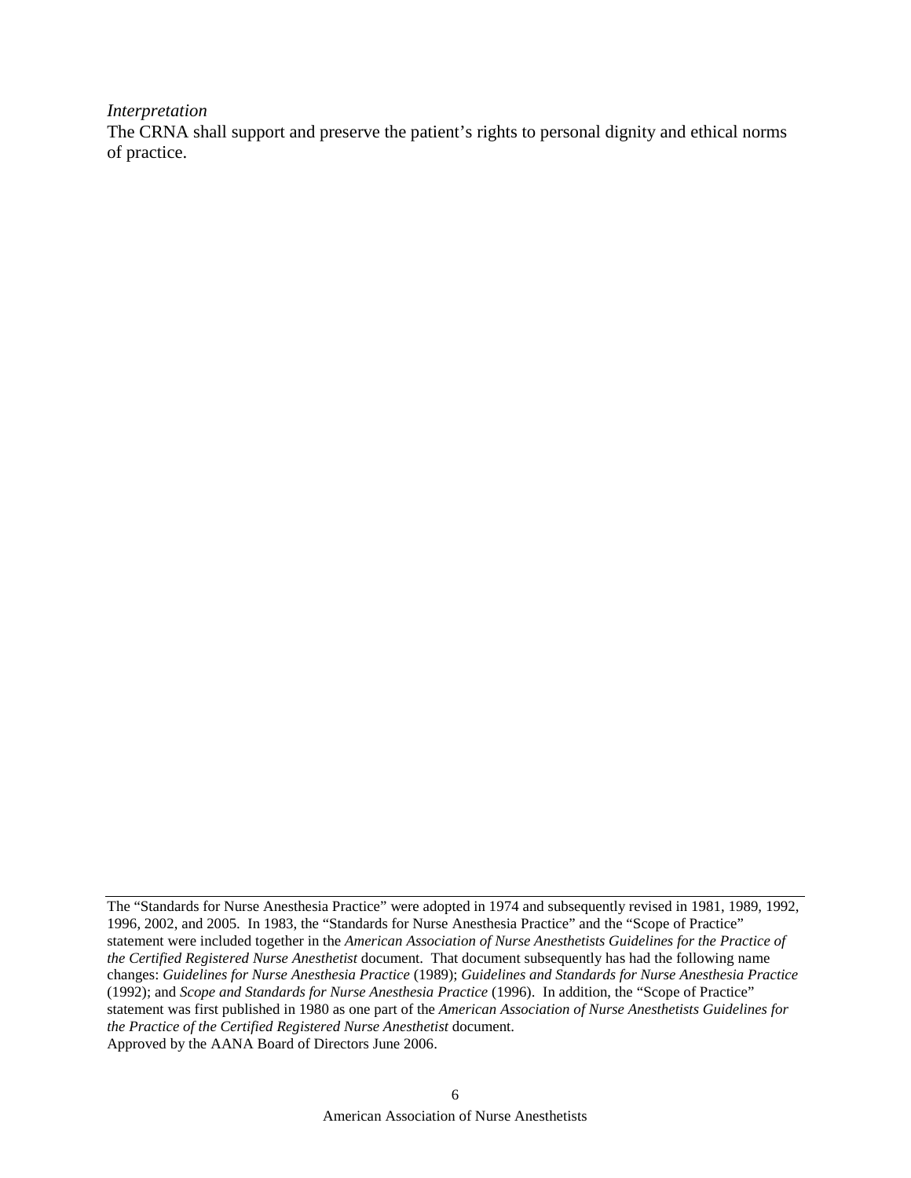*Interpretation*
The CRNA shall support and preserve the patient's rights to personal dignity and ethical norms of practice.

---

The "Standards for Nurse Anesthesia Practice" were adopted in 1974 and subsequently revised in 1981, 1989, 1992, 1996, 2002, and 2005. In 1983, the "Standards for Nurse Anesthesia Practice" and the "Scope of Practice" statement were included together in the *American Association of Nurse Anesthetists Guidelines for the Practice of the Certified Registered Nurse Anesthetist* document. That document subsequently has had the following name changes: *Guidelines for Nurse Anesthesia Practice* (1989); *Guidelines and Standards for Nurse Anesthesia Practice* (1992); and *Scope and Standards for Nurse Anesthesia Practice* (1996). In addition, the "Scope of Practice" statement was first published in 1980 as one part of the *American Association of Nurse Anesthetists Guidelines for the Practice of the Certified Registered Nurse Anesthetist* document.
Approved by the AANA Board of Directors June 2006.